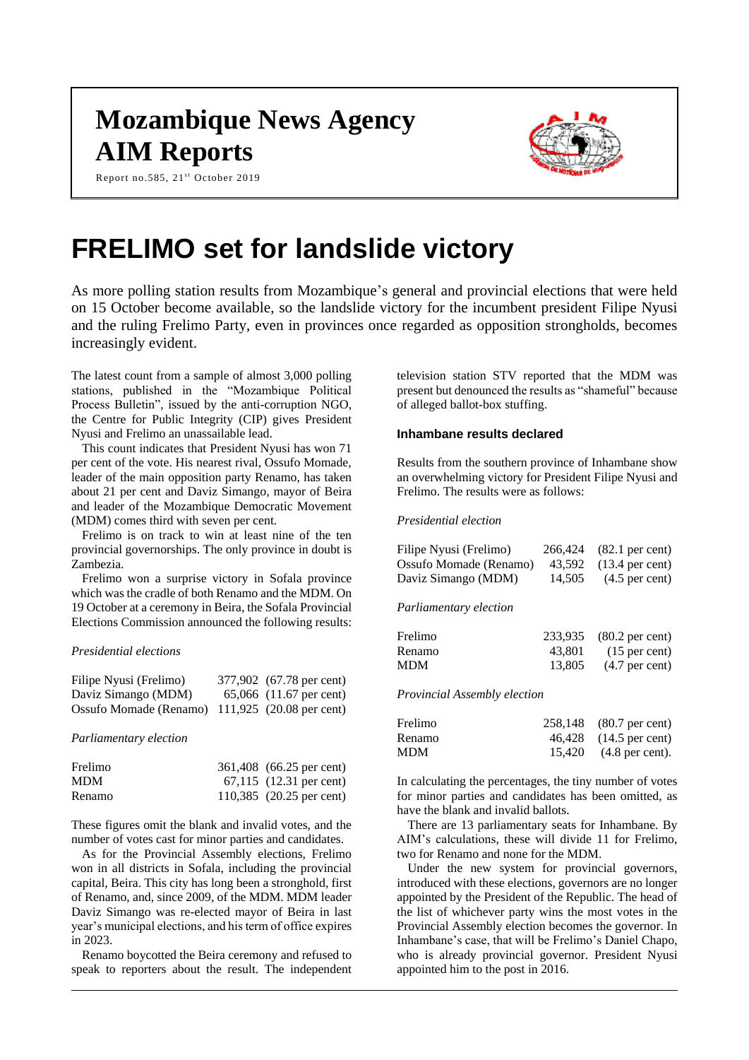# Mozambique News Agency
# AIM Reports

Report no.585, 21st October 2019

# FRELIMO set for landslide victory

As more polling station results from Mozambique's general and provincial elections that were held on 15 October become available, so the landslide victory for the incumbent president Filipe Nyusi and the ruling Frelimo Party, even in provinces once regarded as opposition strongholds, becomes increasingly evident.

The latest count from a sample of almost 3,000 polling stations, published in the "Mozambique Political Process Bulletin", issued by the anti-corruption NGO, the Centre for Public Integrity (CIP) gives President Nyusi and Frelimo an unassailable lead.

This count indicates that President Nyusi has won 71 per cent of the vote. His nearest rival, Ossufo Momade, leader of the main opposition party Renamo, has taken about 21 per cent and Daviz Simango, mayor of Beira and leader of the Mozambique Democratic Movement (MDM) comes third with seven per cent.

Frelimo is on track to win at least nine of the ten provincial governorships. The only province in doubt is Zambezia.

Frelimo won a surprise victory in Sofala province which was the cradle of both Renamo and the MDM. On 19 October at a ceremony in Beira, the Sofala Provincial Elections Commission announced the following results:

*Presidential elections*

| | | |
|---|---|---|
| Filipe Nyusi (Frelimo) | 377,902 | (67.78 per cent) |
| Daviz Simango (MDM) | 65,066 | (11.67 per cent) |
| Ossufo Momade (Renamo) | 111,925 | (20.08 per cent) |

*Parliamentary election*

| | | |
|---|---|---|
| Frelimo | 361,408 | (66.25 per cent) |
| MDM | 67,115 | (12.31 per cent) |
| Renamo | 110,385 | (20.25 per cent) |

These figures omit the blank and invalid votes, and the number of votes cast for minor parties and candidates.

As for the Provincial Assembly elections, Frelimo won in all districts in Sofala, including the provincial capital, Beira. This city has long been a stronghold, first of Renamo, and, since 2009, of the MDM. MDM leader Daviz Simango was re-elected mayor of Beira in last year's municipal elections, and his term of office expires in 2023.

Renamo boycotted the Beira ceremony and refused to speak to reporters about the result. The independent television station STV reported that the MDM was present but denounced the results as "shameful" because of alleged ballot-box stuffing.

### Inhambane results declared

Results from the southern province of Inhambane show an overwhelming victory for President Filipe Nyusi and Frelimo. The results were as follows:

*Presidential election*

| | | |
|---|---|---|
| Filipe Nyusi (Frelimo) | 266,424 | (82.1 per cent) |
| Ossufo Momade (Renamo) | 43,592 | (13.4 per cent) |
| Daviz Simango (MDM) | 14,505 | (4.5 per cent) |

*Parliamentary election*

| | | |
|---|---|---|
| Frelimo | 233,935 | (80.2 per cent) |
| Renamo | 43,801 | (15 per cent) |
| MDM | 13,805 | (4.7 per cent) |

*Provincial Assembly election*

| | | |
|---|---|---|
| Frelimo | 258,148 | (80.7 per cent) |
| Renamo | 46,428 | (14.5 per cent) |
| MDM | 15,420 | (4.8 per cent). |

In calculating the percentages, the tiny number of votes for minor parties and candidates has been omitted, as have the blank and invalid ballots.

There are 13 parliamentary seats for Inhambane. By AIM's calculations, these will divide 11 for Frelimo, two for Renamo and none for the MDM.

Under the new system for provincial governors, introduced with these elections, governors are no longer appointed by the President of the Republic. The head of the list of whichever party wins the most votes in the Provincial Assembly election becomes the governor. In Inhambane's case, that will be Frelimo's Daniel Chapo, who is already provincial governor. President Nyusi appointed him to the post in 2016.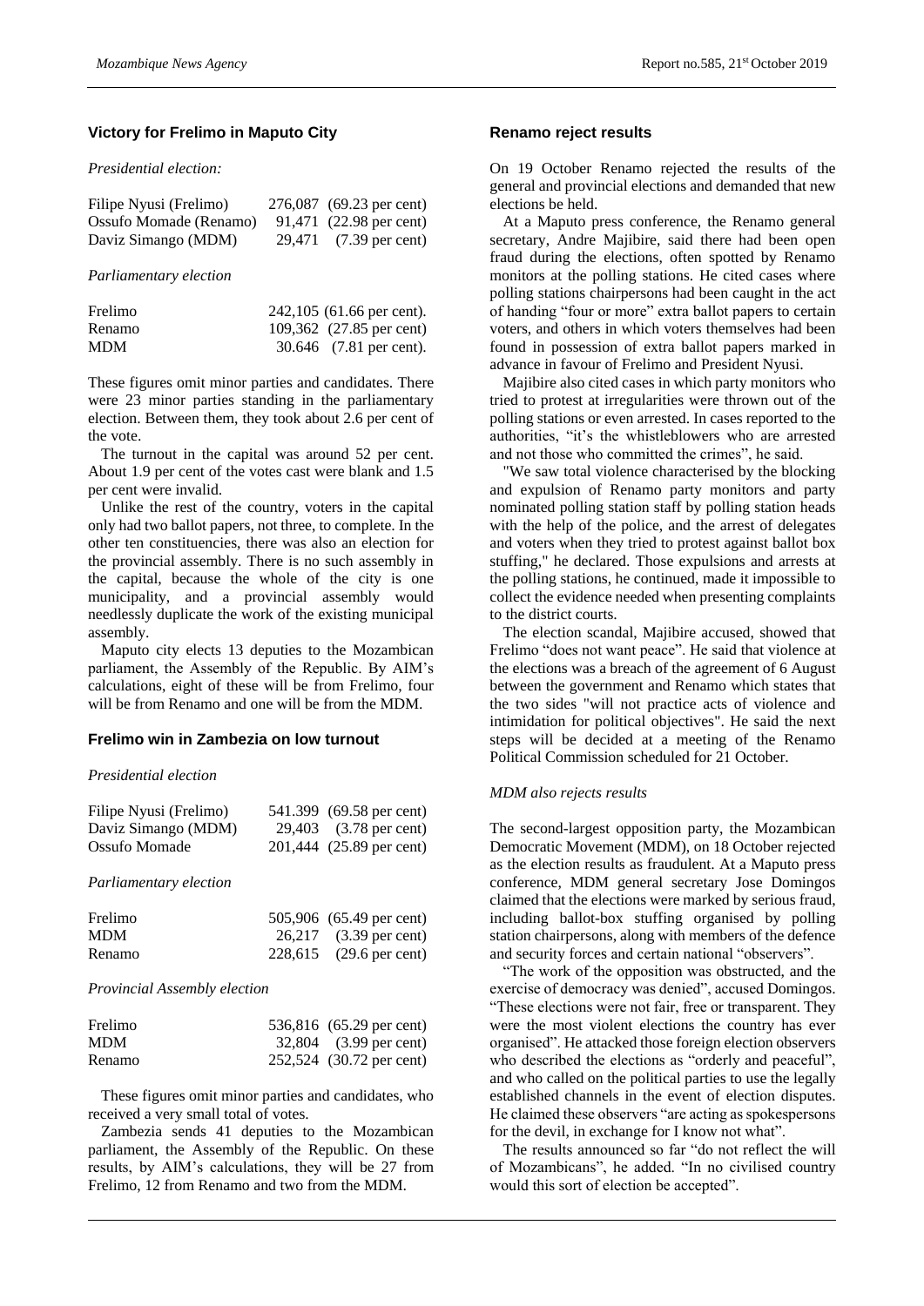## Victory for Frelimo in Maputo City

*Presidential election:*

| | |
|---|---|
| Filipe Nyusi (Frelimo) | 276,087 (69.23 per cent) |
| Ossufo Momade (Renamo) | 91,471 (22.98 per cent) |
| Daviz Simango (MDM) | 29,471 (7.39 per cent) |

*Parliamentary election*

| | |
|---|---|
| Frelimo | 242,105 (61.66 per cent). |
| Renamo | 109,362 (27.85 per cent) |
| MDM | 30.646 (7.81 per cent). |

These figures omit minor parties and candidates. There were 23 minor parties standing in the parliamentary election. Between them, they took about 2.6 per cent of the vote.

The turnout in the capital was around 52 per cent. About 1.9 per cent of the votes cast were blank and 1.5 per cent were invalid.

Unlike the rest of the country, voters in the capital only had two ballot papers, not three, to complete. In the other ten constituencies, there was also an election for the provincial assembly. There is no such assembly in the capital, because the whole of the city is one municipality, and a provincial assembly would needlessly duplicate the work of the existing municipal assembly.

Maputo city elects 13 deputies to the Mozambican parliament, the Assembly of the Republic. By AIM's calculations, eight of these will be from Frelimo, four will be from Renamo and one will be from the MDM.

## Frelimo win in Zambezia on low turnout

*Presidential election*

| | |
|---|---|
| Filipe Nyusi (Frelimo) | 541.399 (69.58 per cent) |
| Daviz Simango (MDM) | 29,403 (3.78 per cent) |
| Ossufo Momade | 201,444 (25.89 per cent) |

*Parliamentary election*

| | |
|---|---|
| Frelimo | 505,906 (65.49 per cent) |
| MDM | 26,217 (3.39 per cent) |
| Renamo | 228,615 (29.6 per cent) |

*Provincial Assembly election*

| | |
|---|---|
| Frelimo | 536,816 (65.29 per cent) |
| MDM | 32,804 (3.99 per cent) |
| Renamo | 252,524 (30.72 per cent) |

These figures omit minor parties and candidates, who received a very small total of votes.

Zambezia sends 41 deputies to the Mozambican parliament, the Assembly of the Republic. On these results, by AIM's calculations, they will be 27 from Frelimo, 12 from Renamo and two from the MDM.

## Renamo reject results

On 19 October Renamo rejected the results of the general and provincial elections and demanded that new elections be held.

At a Maputo press conference, the Renamo general secretary, Andre Majibire, said there had been open fraud during the elections, often spotted by Renamo monitors at the polling stations. He cited cases where polling stations chairpersons had been caught in the act of handing "four or more" extra ballot papers to certain voters, and others in which voters themselves had been found in possession of extra ballot papers marked in advance in favour of Frelimo and President Nyusi.

Majibire also cited cases in which party monitors who tried to protest at irregularities were thrown out of the polling stations or even arrested. In cases reported to the authorities, "it's the whistleblowers who are arrested and not those who committed the crimes", he said.

"We saw total violence characterised by the blocking and expulsion of Renamo party monitors and party nominated polling station staff by polling station heads with the help of the police, and the arrest of delegates and voters when they tried to protest against ballot box stuffing," he declared. Those expulsions and arrests at the polling stations, he continued, made it impossible to collect the evidence needed when presenting complaints to the district courts.

The election scandal, Majibire accused, showed that Frelimo "does not want peace". He said that violence at the elections was a breach of the agreement of 6 August between the government and Renamo which states that the two sides "will not practice acts of violence and intimidation for political objectives". He said the next steps will be decided at a meeting of the Renamo Political Commission scheduled for 21 October.

*MDM also rejects results*

The second-largest opposition party, the Mozambican Democratic Movement (MDM), on 18 October rejected as the election results as fraudulent. At a Maputo press conference, MDM general secretary Jose Domingos claimed that the elections were marked by serious fraud, including ballot-box stuffing organised by polling station chairpersons, along with members of the defence and security forces and certain national "observers".

"The work of the opposition was obstructed, and the exercise of democracy was denied", accused Domingos. "These elections were not fair, free or transparent. They were the most violent elections the country has ever organised". He attacked those foreign election observers who described the elections as "orderly and peaceful", and who called on the political parties to use the legally established channels in the event of election disputes. He claimed these observers "are acting as spokespersons for the devil, in exchange for I know not what".

The results announced so far "do not reflect the will of Mozambicans", he added. "In no civilised country would this sort of election be accepted".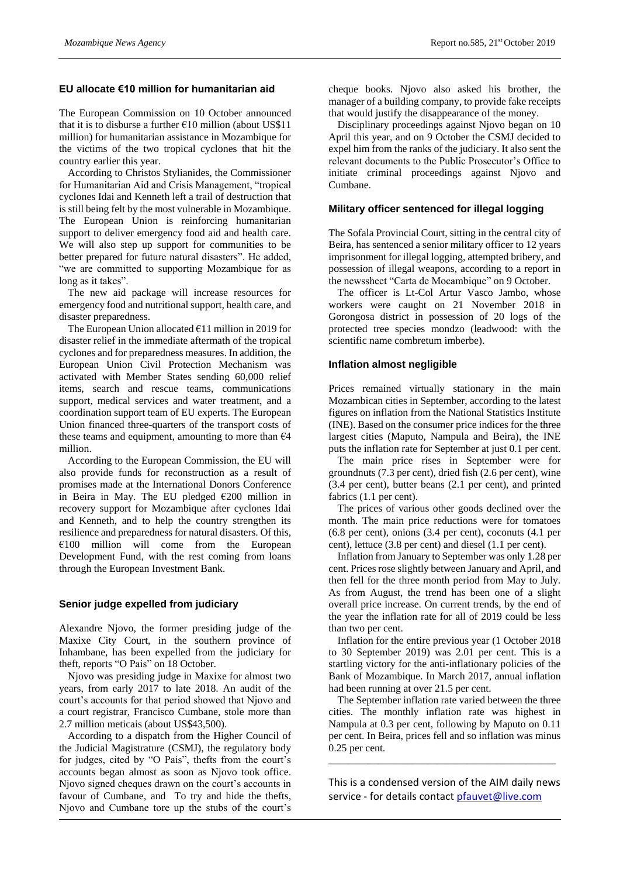## EU allocate €10 million for humanitarian aid

The European Commission on 10 October announced that it is to disburse a further €10 million (about US$11 million) for humanitarian assistance in Mozambique for the victims of the two tropical cyclones that hit the country earlier this year.

According to Christos Stylianides, the Commissioner for Humanitarian Aid and Crisis Management, "tropical cyclones Idai and Kenneth left a trail of destruction that is still being felt by the most vulnerable in Mozambique. The European Union is reinforcing humanitarian support to deliver emergency food aid and health care. We will also step up support for communities to be better prepared for future natural disasters". He added, "we are committed to supporting Mozambique for as long as it takes".

The new aid package will increase resources for emergency food and nutritional support, health care, and disaster preparedness.

The European Union allocated €11 million in 2019 for disaster relief in the immediate aftermath of the tropical cyclones and for preparedness measures. In addition, the European Union Civil Protection Mechanism was activated with Member States sending 60,000 relief items, search and rescue teams, communications support, medical services and water treatment, and a coordination support team of EU experts. The European Union financed three-quarters of the transport costs of these teams and equipment, amounting to more than €4 million.

According to the European Commission, the EU will also provide funds for reconstruction as a result of promises made at the International Donors Conference in Beira in May. The EU pledged €200 million in recovery support for Mozambique after cyclones Idai and Kenneth, and to help the country strengthen its resilience and preparedness for natural disasters. Of this, €100 million will come from the European Development Fund, with the rest coming from loans through the European Investment Bank.

## Senior judge expelled from judiciary

Alexandre Njovo, the former presiding judge of the Maxixe City Court, in the southern province of Inhambane, has been expelled from the judiciary for theft, reports "O Pais" on 18 October.

Njovo was presiding judge in Maxixe for almost two years, from early 2017 to late 2018. An audit of the court's accounts for that period showed that Njovo and a court registrar, Francisco Cumbane, stole more than 2.7 million meticais (about US$43,500).

According to a dispatch from the Higher Council of the Judicial Magistrature (CSMJ), the regulatory body for judges, cited by "O Pais", thefts from the court's accounts began almost as soon as Njovo took office. Njovo signed cheques drawn on the court's accounts in favour of Cumbane, and To try and hide the thefts, Njovo and Cumbane tore up the stubs of the court's cheque books. Njovo also asked his brother, the manager of a building company, to provide fake receipts that would justify the disappearance of the money.

Disciplinary proceedings against Njovo began on 10 April this year, and on 9 October the CSMJ decided to expel him from the ranks of the judiciary. It also sent the relevant documents to the Public Prosecutor's Office to initiate criminal proceedings against Njovo and Cumbane.

## Military officer sentenced for illegal logging

The Sofala Provincial Court, sitting in the central city of Beira, has sentenced a senior military officer to 12 years imprisonment for illegal logging, attempted bribery, and possession of illegal weapons, according to a report in the newssheet "Carta de Mocambique" on 9 October.

The officer is Lt-Col Artur Vasco Jambo, whose workers were caught on 21 November 2018 in Gorongosa district in possession of 20 logs of the protected tree species mondzo (leadwood: with the scientific name combretum imberbe).

## Inflation almost negligible

Prices remained virtually stationary in the main Mozambican cities in September, according to the latest figures on inflation from the National Statistics Institute (INE). Based on the consumer price indices for the three largest cities (Maputo, Nampula and Beira), the INE puts the inflation rate for September at just 0.1 per cent.

The main price rises in September were for groundnuts (7.3 per cent), dried fish (2.6 per cent), wine (3.4 per cent), butter beans (2.1 per cent), and printed fabrics (1.1 per cent).

The prices of various other goods declined over the month. The main price reductions were for tomatoes (6.8 per cent), onions (3.4 per cent), coconuts (4.1 per cent), lettuce (3.8 per cent) and diesel (1.1 per cent).

Inflation from January to September was only 1.28 per cent. Prices rose slightly between January and April, and then fell for the three month period from May to July. As from August, the trend has been one of a slight overall price increase. On current trends, by the end of the year the inflation rate for all of 2019 could be less than two per cent.

Inflation for the entire previous year (1 October 2018 to 30 September 2019) was 2.01 per cent. This is a startling victory for the anti-inflationary policies of the Bank of Mozambique. In March 2017, annual inflation had been running at over 21.5 per cent.

The September inflation rate varied between the three cities. The monthly inflation rate was highest in Nampula at 0.3 per cent, following by Maputo on 0.11 per cent. In Beira, prices fell and so inflation was minus 0.25 per cent.

---

This is a condensed version of the AIM daily news service - for details contact pfauvet@live.com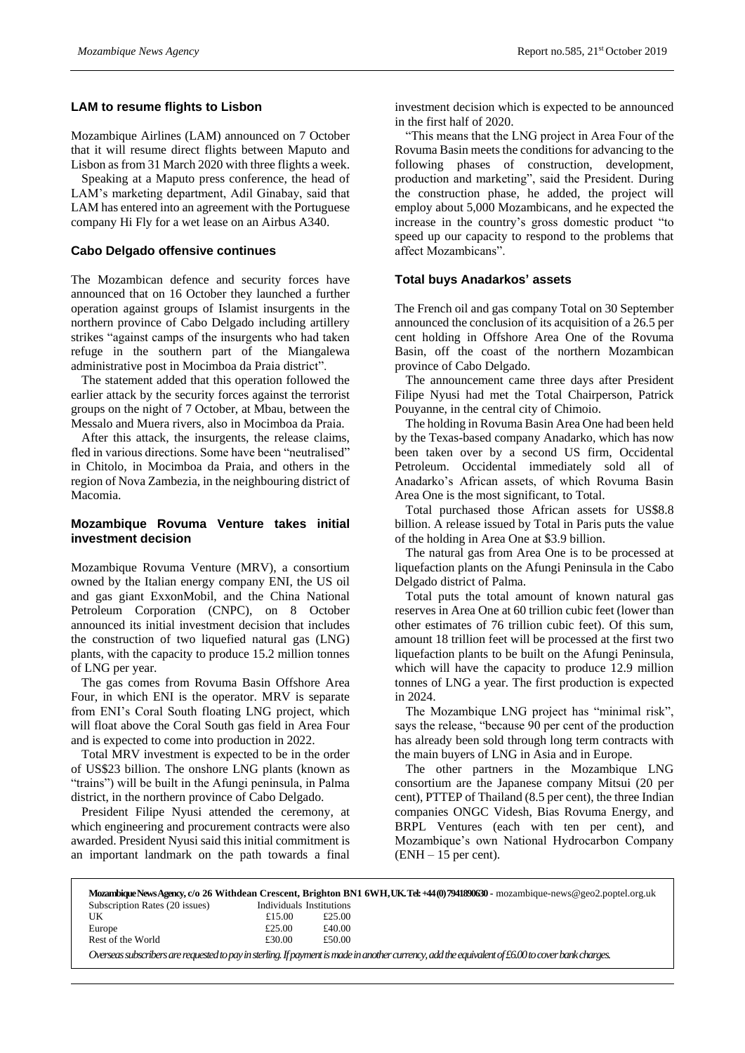## LAM to resume flights to Lisbon

Mozambique Airlines (LAM) announced on 7 October that it will resume direct flights between Maputo and Lisbon as from 31 March 2020 with three flights a week.

Speaking at a Maputo press conference, the head of LAM's marketing department, Adil Ginabay, said that LAM has entered into an agreement with the Portuguese company Hi Fly for a wet lease on an Airbus A340.

## Cabo Delgado offensive continues

The Mozambican defence and security forces have announced that on 16 October they launched a further operation against groups of Islamist insurgents in the northern province of Cabo Delgado including artillery strikes "against camps of the insurgents who had taken refuge in the southern part of the Miangalewa administrative post in Mocimboa da Praia district".

The statement added that this operation followed the earlier attack by the security forces against the terrorist groups on the night of 7 October, at Mbau, between the Messalo and Muera rivers, also in Mocimboa da Praia.

After this attack, the insurgents, the release claims, fled in various directions. Some have been "neutralised" in Chitolo, in Mocimboa da Praia, and others in the region of Nova Zambezia, in the neighbouring district of Macomia.

## Mozambique Rovuma Venture takes initial investment decision

Mozambique Rovuma Venture (MRV), a consortium owned by the Italian energy company ENI, the US oil and gas giant ExxonMobil, and the China National Petroleum Corporation (CNPC), on 8 October announced its initial investment decision that includes the construction of two liquefied natural gas (LNG) plants, with the capacity to produce 15.2 million tonnes of LNG per year.

The gas comes from Rovuma Basin Offshore Area Four, in which ENI is the operator. MRV is separate from ENI's Coral South floating LNG project, which will float above the Coral South gas field in Area Four and is expected to come into production in 2022.

Total MRV investment is expected to be in the order of US$23 billion. The onshore LNG plants (known as "trains") will be built in the Afungi peninsula, in Palma district, in the northern province of Cabo Delgado.

President Filipe Nyusi attended the ceremony, at which engineering and procurement contracts were also awarded. President Nyusi said this initial commitment is an important landmark on the path towards a final investment decision which is expected to be announced in the first half of 2020.

"This means that the LNG project in Area Four of the Rovuma Basin meets the conditions for advancing to the following phases of construction, development, production and marketing", said the President. During the construction phase, he added, the project will employ about 5,000 Mozambicans, and he expected the increase in the country's gross domestic product "to speed up our capacity to respond to the problems that affect Mozambicans".

## Total buys Anadarkos' assets

The French oil and gas company Total on 30 September announced the conclusion of its acquisition of a 26.5 per cent holding in Offshore Area One of the Rovuma Basin, off the coast of the northern Mozambican province of Cabo Delgado.

The announcement came three days after President Filipe Nyusi had met the Total Chairperson, Patrick Pouyanne, in the central city of Chimoio.

The holding in Rovuma Basin Area One had been held by the Texas-based company Anadarko, which has now been taken over by a second US firm, Occidental Petroleum. Occidental immediately sold all of Anadarko's African assets, of which Rovuma Basin Area One is the most significant, to Total.

Total purchased those African assets for US$8.8 billion. A release issued by Total in Paris puts the value of the holding in Area One at $3.9 billion.

The natural gas from Area One is to be processed at liquefaction plants on the Afungi Peninsula in the Cabo Delgado district of Palma.

Total puts the total amount of known natural gas reserves in Area One at 60 trillion cubic feet (lower than other estimates of 76 trillion cubic feet). Of this sum, amount 18 trillion feet will be processed at the first two liquefaction plants to be built on the Afungi Peninsula, which will have the capacity to produce 12.9 million tonnes of LNG a year. The first production is expected in 2024.

The Mozambique LNG project has "minimal risk", says the release, "because 90 per cent of the production has already been sold through long term contracts with the main buyers of LNG in Asia and in Europe.

The other partners in the Mozambique LNG consortium are the Japanese company Mitsui (20 per cent), PTTEP of Thailand (8.5 per cent), the three Indian companies ONGC Videsh, Bias Rovuma Energy, and BRPL Ventures (each with ten per cent), and Mozambique's own National Hydrocarbon Company (ENH – 15 per cent).

---

**Mozambique News Agency, c/o 26 Withdean Crescent, Brighton BN1 6WH, UK. Tel: +44 (0) 7941890630** - mozambique-news@geo2.poptel.org.uk

| Subscription Rates (20 issues) | Individuals | Institutions |
|---|---|---|
| UK | £15.00 | £25.00 |
| Europe | £25.00 | £40.00 |
| Rest of the World | £30.00 | £50.00 |

*Overseas subscribers are requested to pay in sterling. If payment is made in another currency, add the equivalent of £6.00 to cover bank charges.*